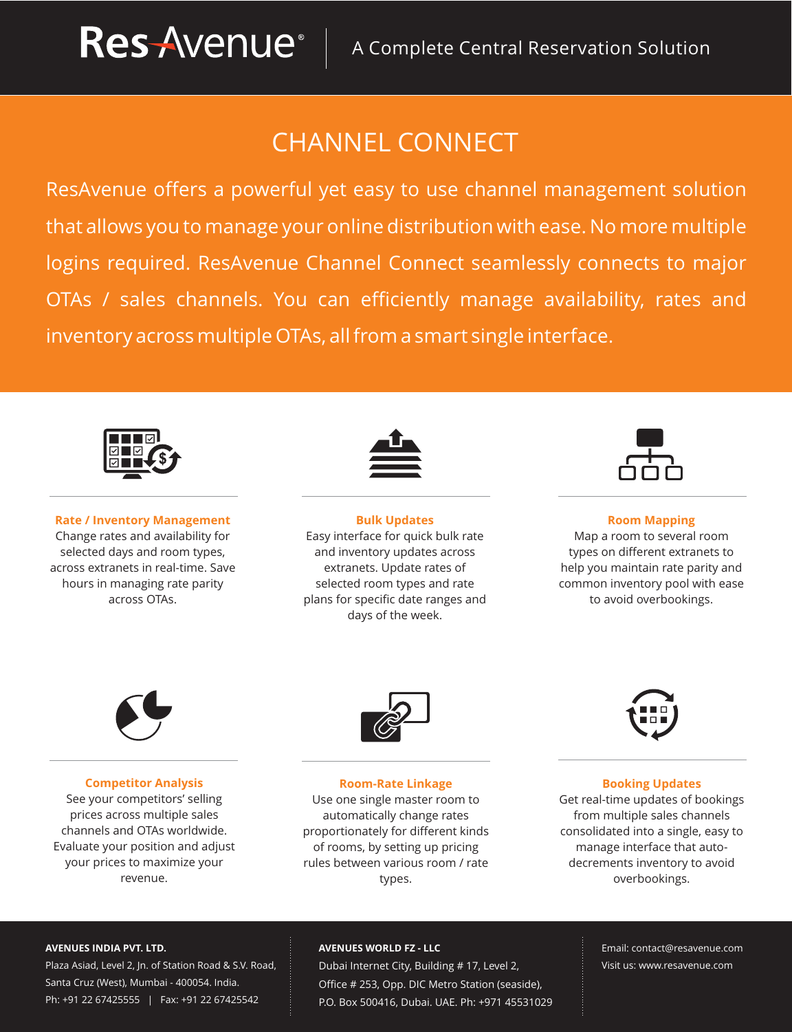# ResAvenue® | A Complete Central Reservation Solution

## CHANNEL CONNECT

ResAvenue offers a powerful yet easy to use channel management solution that allows you to manage your online distribution with ease. No more multiple logins required. ResAvenue Channel Connect seamlessly connects to major OTAs / sales channels. You can efficiently manage availability, rates and inventory across multiple OTAs, all from a smart single interface.

### Rate / Inventory Management

Change rates and availability for selected days and room types, across extranets in real-time. Save hours in managing rate parity across OTAs.

### Bulk Updates

Easy interface for quick bulk rate and inventory updates across extranets. Update rates of selected room types and rate plans for specific date ranges and days of the week.

### Room Mapping

Map a room to several room types on different extranets to help you maintain rate parity and common inventory pool with ease to avoid overbookings.

### Competitor Analysis

See your competitors' selling prices across multiple sales channels and OTAs worldwide. Evaluate your position and adjust your prices to maximize your revenue.

### Room-Rate Linkage

Use one single master room to automatically change rates proportionately for different kinds of rooms, by setting up pricing rules between various room / rate types.

### Booking Updates

Get real-time updates of bookings from multiple sales channels consolidated into a single, easy to manage interface that auto-decrements inventory to avoid overbookings.

**AVENUES INDIA PVT. LTD.**
Plaza Asiad, Level 2, Jn. of Station Road & S.V. Road, Santa Cruz (West), Mumbai - 400054. India.
Ph: +91 22 67425555 | Fax: +91 22 67425542

**AVENUES WORLD FZ - LLC**
Dubai Internet City, Building # 17, Level 2, Office # 253, Opp. DIC Metro Station (seaside), P.O. Box 500416, Dubai. UAE. Ph: +971 45531029

Email: contact@resavenue.com
Visit us: www.resavenue.com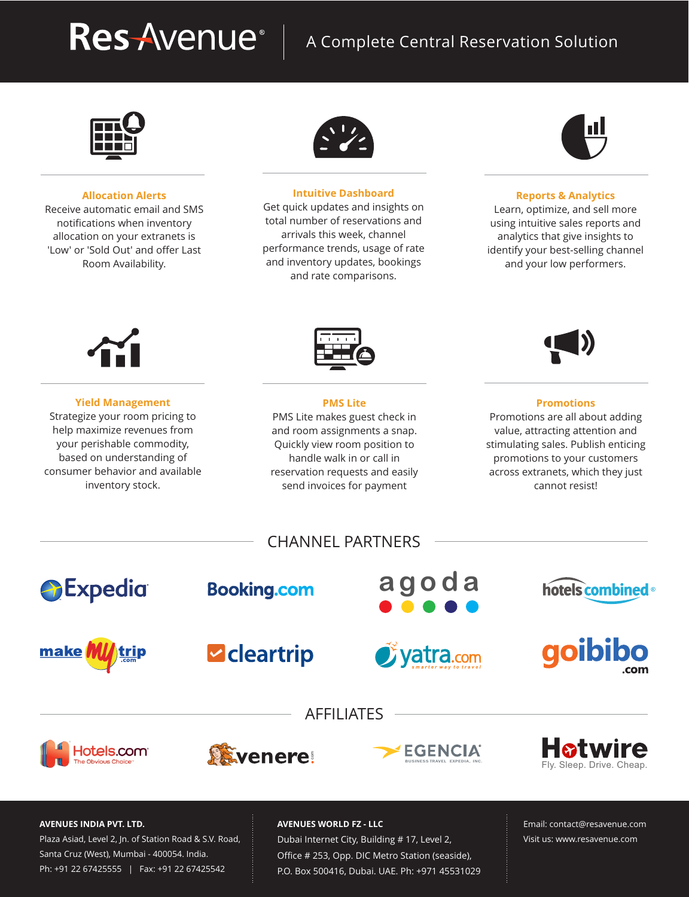# ResAvenue® | A Complete Central Reservation Solution

### Allocation Alerts

Receive automatic email and SMS notifications when inventory allocation on your extranets is 'Low' or 'Sold Out' and offer Last Room Availability.

### Intuitive Dashboard

Get quick updates and insights on total number of reservations and arrivals this week, channel performance trends, usage of rate and inventory updates, bookings and rate comparisons.

### Reports & Analytics

Learn, optimize, and sell more using intuitive sales reports and analytics that give insights to identify your best-selling channel and your low performers.

### Yield Management

Strategize your room pricing to help maximize revenues from your perishable commodity, based on understanding of consumer behavior and available inventory stock.

### PMS Lite

PMS Lite makes guest check in and room assignments a snap. Quickly view room position to handle walk in or call in reservation requests and easily send invoices for payment

### Promotions

Promotions are all about adding value, attracting attention and stimulating sales. Publish enticing promotions to your customers across extranets, which they just cannot resist!

## CHANNEL PARTNERS

Expedia · Booking.com · agoda · hotelscombined · makemytrip · cleartrip · yatra.com · goibibo.com

## AFFILIATES

Hotels.com · venere.com · EGENCIA · Hotwire

---

**AVENUES INDIA PVT. LTD.**
Plaza Asiad, Level 2, Jn. of Station Road & S.V. Road,
Santa Cruz (West), Mumbai - 400054. India.
Ph: +91 22 67425555 | Fax: +91 22 67425542

**AVENUES WORLD FZ - LLC**
Dubai Internet City, Building # 17, Level 2,
Office # 253, Opp. DIC Metro Station (seaside),
P.O. Box 500416, Dubai. UAE. Ph: +971 45531029

Email: contact@resavenue.com
Visit us: www.resavenue.com